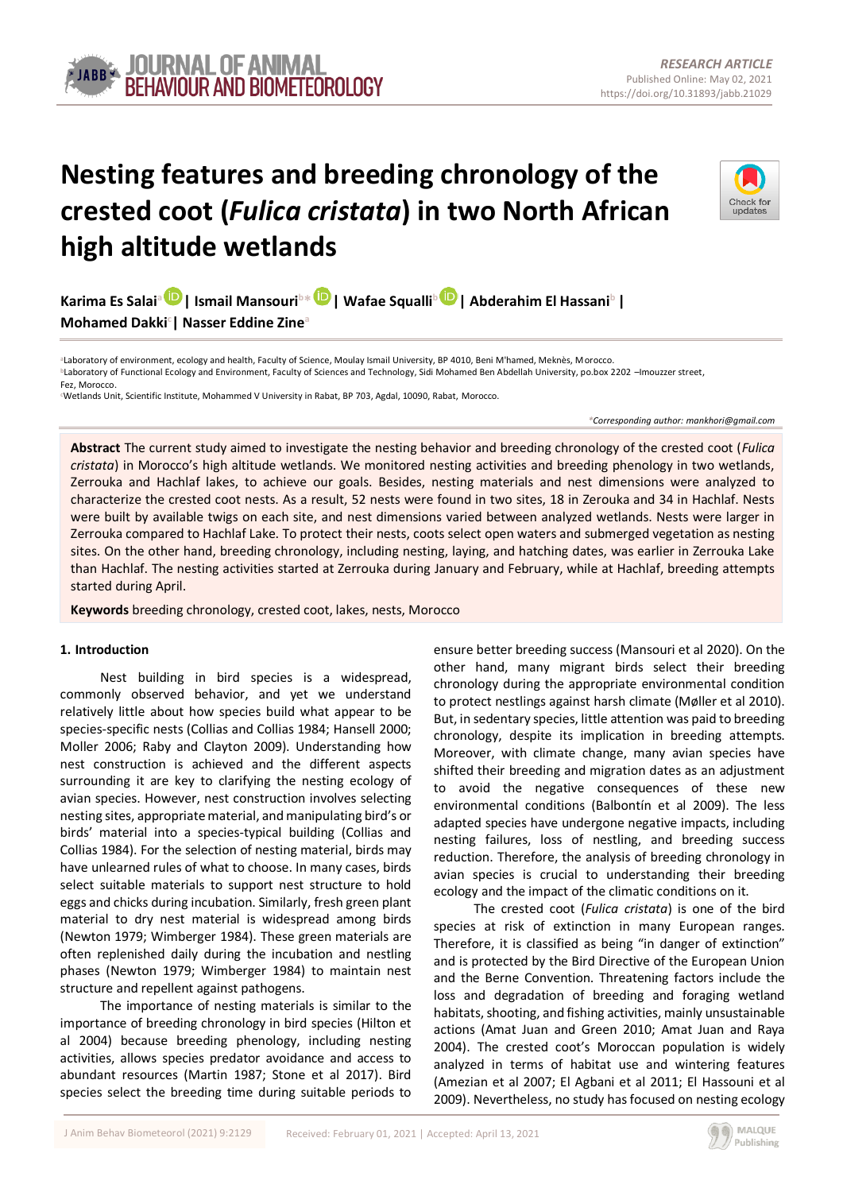RESEARCH ARTICLE
Published Online: May 02, 2021
https://doi.org/10.31893/jabb.21029

# Nesting features and breeding chronology of the crested coot (*Fulica cristata*) in two North African high altitude wetlands

**Karima Es Salai**[a] **| Ismail Mansouri**[b*] **| Wafae Squalli**[b] **| Abderahim El Hassani**[b] **| Mohamed Dakki**[c] **| Nasser Eddine Zine**[a]

[a]Laboratory of environment, ecology and health, Faculty of Science, Moulay Ismail University, BP 4010, Beni M'hamed, Meknès, Morocco.
[b]Laboratory of Functional Ecology and Environment, Faculty of Sciences and Technology, Sidi Mohamed Ben Abdellah University, po.box 2202 –Imouzzer street, Fez, Morocco.
[c]Wetlands Unit, Scientific Institute, Mohammed V University in Rabat, BP 703, Agdal, 10090, Rabat, Morocco.

*Corresponding author: mankhori@gmail.com

**Abstract** The current study aimed to investigate the nesting behavior and breeding chronology of the crested coot (*Fulica cristata*) in Morocco's high altitude wetlands. We monitored nesting activities and breeding phenology in two wetlands, Zerrouka and Hachlaf lakes, to achieve our goals. Besides, nesting materials and nest dimensions were analyzed to characterize the crested coot nests. As a result, 52 nests were found in two sites, 18 in Zerouka and 34 in Hachlaf. Nests were built by available twigs on each site, and nest dimensions varied between analyzed wetlands. Nests were larger in Zerrouka compared to Hachlaf Lake. To protect their nests, coots select open waters and submerged vegetation as nesting sites. On the other hand, breeding chronology, including nesting, laying, and hatching dates, was earlier in Zerrouka Lake than Hachlaf. The nesting activities started at Zerrouka during January and February, while at Hachlaf, breeding attempts started during April.

**Keywords** breeding chronology, crested coot, lakes, nests, Morocco

## 1. Introduction

Nest building in bird species is a widespread, commonly observed behavior, and yet we understand relatively little about how species build what appear to be species-specific nests (Collias and Collias 1984; Hansell 2000; Moller 2006; Raby and Clayton 2009). Understanding how nest construction is achieved and the different aspects surrounding it are key to clarifying the nesting ecology of avian species. However, nest construction involves selecting nesting sites, appropriate material, and manipulating bird's or birds' material into a species-typical building (Collias and Collias 1984). For the selection of nesting material, birds may have unlearned rules of what to choose. In many cases, birds select suitable materials to support nest structure to hold eggs and chicks during incubation. Similarly, fresh green plant material to dry nest material is widespread among birds (Newton 1979; Wimberger 1984). These green materials are often replenished daily during the incubation and nestling phases (Newton 1979; Wimberger 1984) to maintain nest structure and repellent against pathogens.

The importance of nesting materials is similar to the importance of breeding chronology in bird species (Hilton et al 2004) because breeding phenology, including nesting activities, allows species predator avoidance and access to abundant resources (Martin 1987; Stone et al 2017). Bird species select the breeding time during suitable periods to ensure better breeding success (Mansouri et al 2020). On the other hand, many migrant birds select their breeding chronology during the appropriate environmental condition to protect nestlings against harsh climate (Møller et al 2010). But, in sedentary species, little attention was paid to breeding chronology, despite its implication in breeding attempts. Moreover, with climate change, many avian species have shifted their breeding and migration dates as an adjustment to avoid the negative consequences of these new environmental conditions (Balbontín et al 2009). The less adapted species have undergone negative impacts, including nesting failures, loss of nestling, and breeding success reduction. Therefore, the analysis of breeding chronology in avian species is crucial to understanding their breeding ecology and the impact of the climatic conditions on it.

The crested coot (*Fulica cristata*) is one of the bird species at risk of extinction in many European ranges. Therefore, it is classified as being "in danger of extinction" and is protected by the Bird Directive of the European Union and the Berne Convention. Threatening factors include the loss and degradation of breeding and foraging wetland habitats, shooting, and fishing activities, mainly unsustainable actions (Amat Juan and Green 2010; Amat Juan and Raya 2004). The crested coot's Moroccan population is widely analyzed in terms of habitat use and wintering features (Amezian et al 2007; El Agbani et al 2011; El Hassouni et al 2009). Nevertheless, no study has focused on nesting ecology

Received: February 01, 2021 | Accepted: April 13, 2021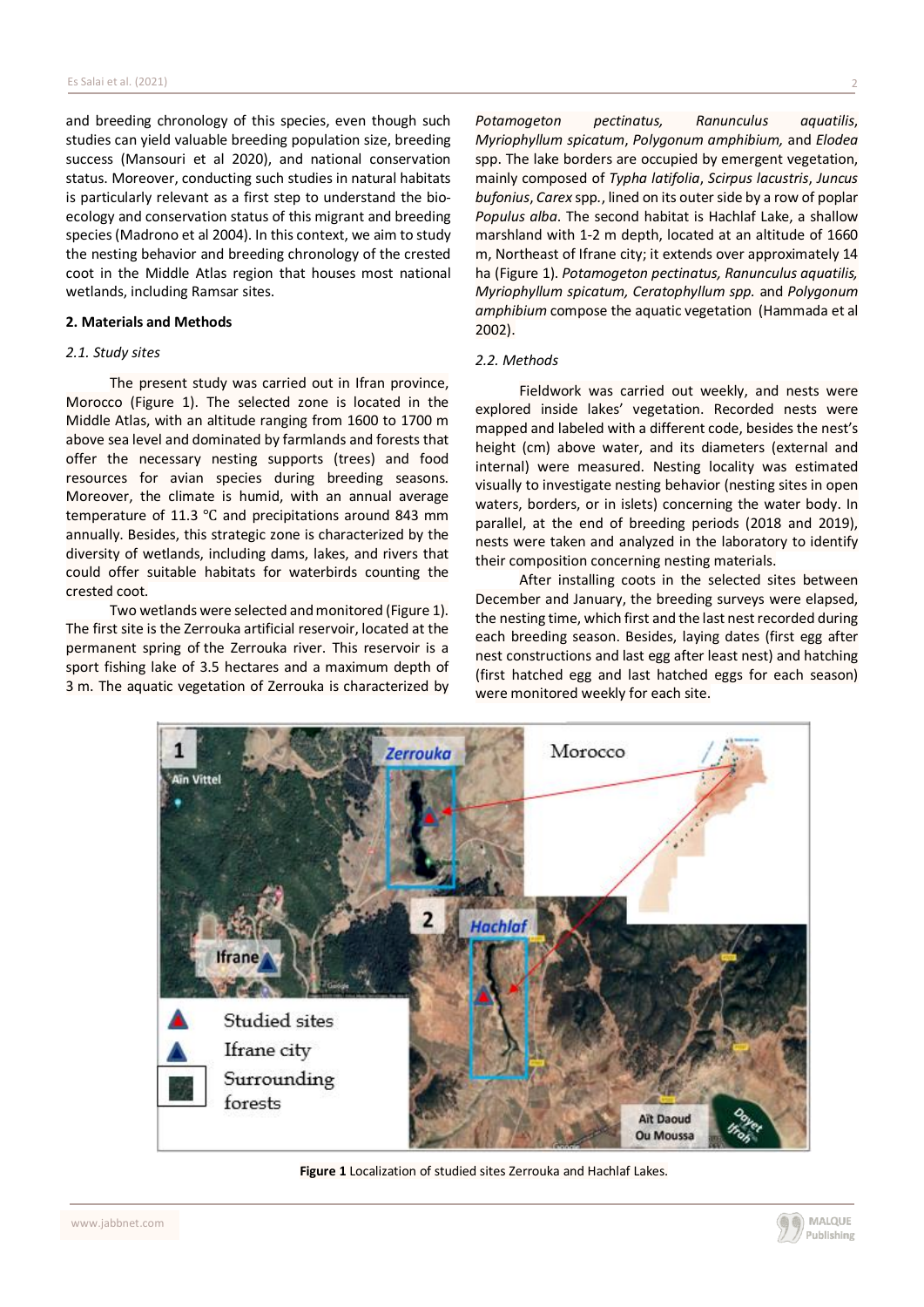and breeding chronology of this species, even though such studies can yield valuable breeding population size, breeding success (Mansouri et al 2020), and national conservation status. Moreover, conducting such studies in natural habitats is particularly relevant as a first step to understand the bio-ecology and conservation status of this migrant and breeding species (Madrono et al 2004). In this context, we aim to study the nesting behavior and breeding chronology of the crested coot in the Middle Atlas region that houses most national wetlands, including Ramsar sites.

## 2. Materials and Methods

### 2.1. Study sites

The present study was carried out in Ifran province, Morocco (Figure 1). The selected zone is located in the Middle Atlas, with an altitude ranging from 1600 to 1700 m above sea level and dominated by farmlands and forests that offer the necessary nesting supports (trees) and food resources for avian species during breeding seasons. Moreover, the climate is humid, with an annual average temperature of 11.3 °C and precipitations around 843 mm annually. Besides, this strategic zone is characterized by the diversity of wetlands, including dams, lakes, and rivers that could offer suitable habitats for waterbirds counting the crested coot.

Two wetlands were selected and monitored (Figure 1). The first site is the Zerrouka artificial reservoir, located at the permanent spring of the Zerrouka river. This reservoir is a sport fishing lake of 3.5 hectares and a maximum depth of 3 m. The aquatic vegetation of Zerrouka is characterized by *Potamogeton pectinatus, Ranunculus aquatilis*, *Myriophyllum spicatum*, *Polygonum amphibium,* and *Elodea* spp. The lake borders are occupied by emergent vegetation, mainly composed of *Typha latifolia*, *Scirpus lacustris*, *Juncus bufonius*, *Carex* spp., lined on its outer side by a row of poplar *Populus alba*. The second habitat is Hachlaf Lake, a shallow marshland with 1-2 m depth, located at an altitude of 1660 m, Northeast of Ifrane city; it extends over approximately 14 ha (Figure 1). *Potamogeton pectinatus, Ranunculus aquatilis, Myriophyllum spicatum, Ceratophyllum spp.* and *Polygonum amphibium* compose the aquatic vegetation (Hammada et al 2002).

### 2.2. Methods

Fieldwork was carried out weekly, and nests were explored inside lakes' vegetation. Recorded nests were mapped and labeled with a different code, besides the nest's height (cm) above water, and its diameters (external and internal) were measured. Nesting locality was estimated visually to investigate nesting behavior (nesting sites in open waters, borders, or in islets) concerning the water body. In parallel, at the end of breeding periods (2018 and 2019), nests were taken and analyzed in the laboratory to identify their composition concerning nesting materials.

After installing coots in the selected sites between December and January, the breeding surveys were elapsed, the nesting time, which first and the last nest recorded during each breeding season. Besides, laying dates (first egg after nest constructions and last egg after least nest) and hatching (first hatched egg and last hatched eggs for each season) were monitored weekly for each site.

**Figure 1** Localization of studied sites Zerrouka and Hachlaf Lakes.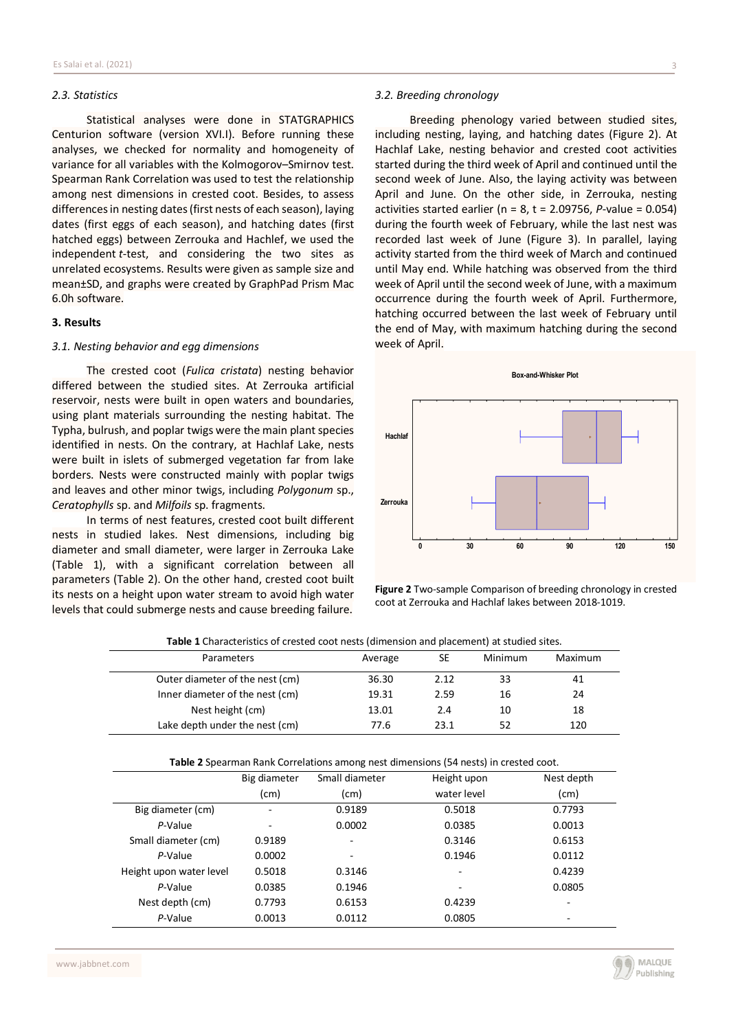### 2.3. Statistics

Statistical analyses were done in STATGRAPHICS Centurion software (version XVI.I). Before running these analyses, we checked for normality and homogeneity of variance for all variables with the Kolmogorov–Smirnov test. Spearman Rank Correlation was used to test the relationship among nest dimensions in crested coot. Besides, to assess differences in nesting dates (first nests of each season), laying dates (first eggs of each season), and hatching dates (first hatched eggs) between Zerrouka and Hachlef, we used the independent *t*-test, and considering the two sites as unrelated ecosystems. Results were given as sample size and mean±SD, and graphs were created by GraphPad Prism Mac 6.0h software.

## 3. Results

### 3.1. Nesting behavior and egg dimensions

The crested coot (*Fulica cristata*) nesting behavior differed between the studied sites. At Zerrouka artificial reservoir, nests were built in open waters and boundaries, using plant materials surrounding the nesting habitat. The Typha, bulrush, and poplar twigs were the main plant species identified in nests. On the contrary, at Hachlaf Lake, nests were built in islets of submerged vegetation far from lake borders. Nests were constructed mainly with poplar twigs and leaves and other minor twigs, including *Polygonum* sp., *Ceratophylls* sp. and *Milfoils* sp. fragments.

In terms of nest features, crested coot built different nests in studied lakes. Nest dimensions, including big diameter and small diameter, were larger in Zerrouka Lake (Table 1), with a significant correlation between all parameters (Table 2). On the other hand, crested coot built its nests on a height upon water stream to avoid high water levels that could submerge nests and cause breeding failure.

### 3.2. Breeding chronology

Breeding phenology varied between studied sites, including nesting, laying, and hatching dates (Figure 2). At Hachlaf Lake, nesting behavior and crested coot activities started during the third week of April and continued until the second week of June. Also, the laying activity was between April and June. On the other side, in Zerrouka, nesting activities started earlier (n = 8, t = 2.09756, *P*-value = 0.054) during the fourth week of February, while the last nest was recorded last week of June (Figure 3). In parallel, laying activity started from the third week of March and continued until May end. While hatching was observed from the third week of April until the second week of June, with a maximum occurrence during the fourth week of April. Furthermore, hatching occurred between the last week of February until the end of May, with maximum hatching during the second week of April.

**Figure 2** Two-sample Comparison of breeding chronology in crested coot at Zerrouka and Hachlaf lakes between 2018-1019.

**Table 1** Characteristics of crested coot nests (dimension and placement) at studied sites.

| Parameters | Average | SE | Minimum | Maximum |
|---|---|---|---|---|
| Outer diameter of the nest (cm) | 36.30 | 2.12 | 33 | 41 |
| Inner diameter of the nest (cm) | 19.31 | 2.59 | 16 | 24 |
| Nest height (cm) | 13.01 | 2.4 | 10 | 18 |
| Lake depth under the nest (cm) | 77.6 | 23.1 | 52 | 120 |

**Table 2** Spearman Rank Correlations among nest dimensions (54 nests) in crested coot.

| | Big diameter (cm) | Small diameter (cm) | Height upon water level | Nest depth (cm) |
|---|---|---|---|---|
| Big diameter (cm) | - | 0.9189 | 0.5018 | 0.7793 |
| *P*-Value | - | 0.0002 | 0.0385 | 0.0013 |
| Small diameter (cm) | 0.9189 | - | 0.3146 | 0.6153 |
| *P*-Value | 0.0002 | - | 0.1946 | 0.0112 |
| Height upon water level | 0.5018 | 0.3146 | - | 0.4239 |
| *P*-Value | 0.0385 | 0.1946 | - | 0.0805 |
| Nest depth (cm) | 0.7793 | 0.6153 | 0.4239 | - |
| *P*-Value | 0.0013 | 0.0112 | 0.0805 | - |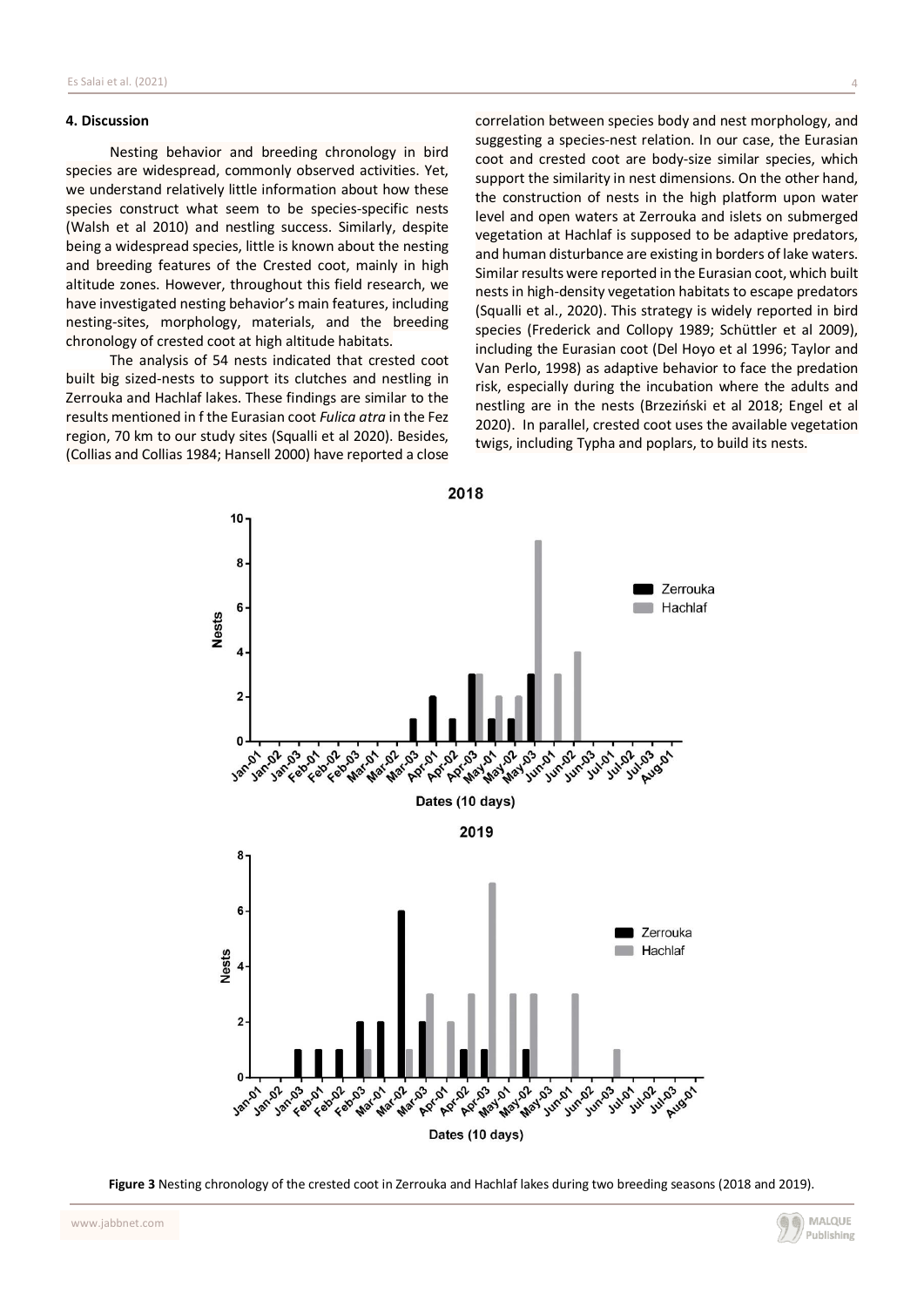## 4. Discussion

Nesting behavior and breeding chronology in bird species are widespread, commonly observed activities. Yet, we understand relatively little information about how these species construct what seem to be species-specific nests (Walsh et al 2010) and nestling success. Similarly, despite being a widespread species, little is known about the nesting and breeding features of the Crested coot, mainly in high altitude zones. However, throughout this field research, we have investigated nesting behavior's main features, including nesting-sites, morphology, materials, and the breeding chronology of crested coot at high altitude habitats.

The analysis of 54 nests indicated that crested coot built big sized-nests to support its clutches and nestling in Zerrouka and Hachlaf lakes. These findings are similar to the results mentioned in f the Eurasian coot *Fulica atra* in the Fez region, 70 km to our study sites (Squalli et al 2020). Besides, (Collias and Collias 1984; Hansell 2000) have reported a close correlation between species body and nest morphology, and suggesting a species-nest relation. In our case, the Eurasian coot and crested coot are body-size similar species, which support the similarity in nest dimensions. On the other hand, the construction of nests in the high platform upon water level and open waters at Zerrouka and islets on submerged vegetation at Hachlaf is supposed to be adaptive predators, and human disturbance are existing in borders of lake waters. Similar results were reported in the Eurasian coot, which built nests in high-density vegetation habitats to escape predators (Squalli et al., 2020). This strategy is widely reported in bird species (Frederick and Collopy 1989; Schüttler et al 2009), including the Eurasian coot (Del Hoyo et al 1996; Taylor and Van Perlo, 1998) as adaptive behavior to face the predation risk, especially during the incubation where the adults and nestling are in the nests (Brzeziński et al 2018; Engel et al 2020). In parallel, crested coot uses the available vegetation twigs, including Typha and poplars, to build its nests.

**Figure 3** Nesting chronology of the crested coot in Zerrouka and Hachlaf lakes during two breeding seasons (2018 and 2019).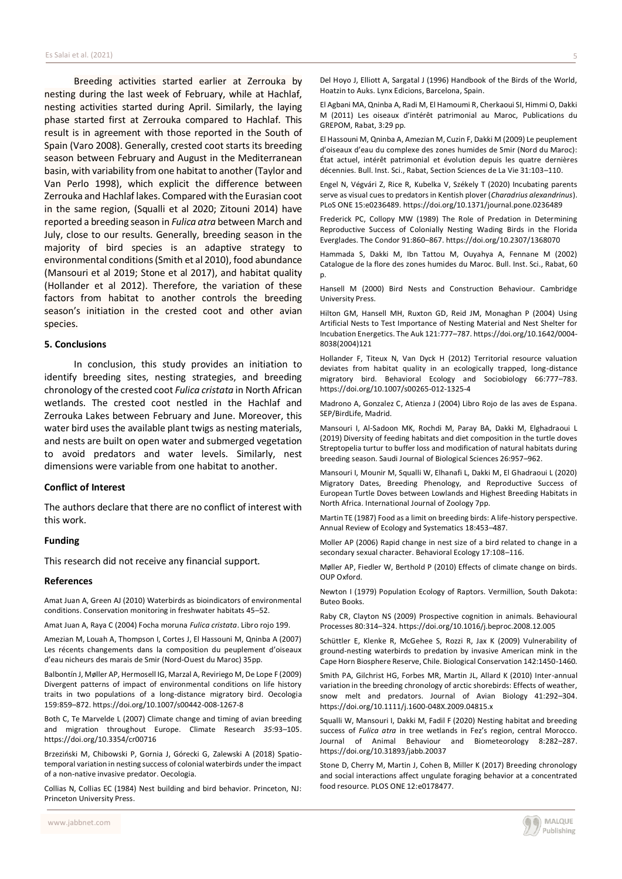Breeding activities started earlier at Zerrouka by nesting during the last week of February, while at Hachlaf, nesting activities started during April. Similarly, the laying phase started first at Zerrouka compared to Hachlaf. This result is in agreement with those reported in the South of Spain (Varo 2008). Generally, crested coot starts its breeding season between February and August in the Mediterranean basin, with variability from one habitat to another (Taylor and Van Perlo 1998), which explicit the difference between Zerrouka and Hachlaf lakes. Compared with the Eurasian coot in the same region, (Squalli et al 2020; Zitouni 2014) have reported a breeding season in *Fulica atra* between March and July, close to our results. Generally, breeding season in the majority of bird species is an adaptive strategy to environmental conditions (Smith et al 2010), food abundance (Mansouri et al 2019; Stone et al 2017), and habitat quality (Hollander et al 2012). Therefore, the variation of these factors from habitat to another controls the breeding season's initiation in the crested coot and other avian species.

### 5. Conclusions

In conclusion, this study provides an initiation to identify breeding sites, nesting strategies, and breeding chronology of the crested coot *Fulica cristata* in North African wetlands. The crested coot nestled in the Hachlaf and Zerrouka Lakes between February and June. Moreover, this water bird uses the available plant twigs as nesting materials, and nests are built on open water and submerged vegetation to avoid predators and water levels. Similarly, nest dimensions were variable from one habitat to another.

### Conflict of Interest

The authors declare that there are no conflict of interest with this work.

### Funding

This research did not receive any financial support.

### References

Amat Juan A, Green AJ (2010) Waterbirds as bioindicators of environmental conditions. Conservation monitoring in freshwater habitats 45–52.

Amat Juan A, Raya C (2004) Focha moruna *Fulica cristata*. Libro rojo 199.

Amezian M, Louah A, Thompson I, Cortes J, El Hassouni M, Qninba A (2007) Les récents changements dans la composition du peuplement d'oiseaux d'eau nicheurs des marais de Smir (Nord-Ouest du Maroc) 35pp.

Balbontín J, Møller AP, Hermosell IG, Marzal A, Reviriego M, De Lope F (2009) Divergent patterns of impact of environmental conditions on life history traits in two populations of a long-distance migratory bird. Oecologia 159:859–872. https://doi.org/10.1007/s00442-008-1267-8

Both C, Te Marvelde L (2007) Climate change and timing of avian breeding and migration throughout Europe. Climate Research *35*:93–105. https://doi.org/10.3354/cr00716

Brzeziński M, Chibowski P, Gornia J, Górecki G, Zalewski A (2018) Spatio-temporal variation in nesting success of colonial waterbirds under the impact of a non-native invasive predator. Oecologia.

Collias N, Collias EC (1984) Nest building and bird behavior. Princeton, NJ: Princeton University Press.

Del Hoyo J, Elliott A, Sargatal J (1996) Handbook of the Birds of the World, Hoatzin to Auks. Lynx Edicions, Barcelona, Spain.

El Agbani MA, Qninba A, Radi M, El Hamoumi R, Cherkaoui SI, Himmi O, Dakki M (2011) Les oiseaux d'intérêt patrimonial au Maroc, Publications du GREPOM, Rabat, 3:29 pp.

El Hassouni M, Qninba A, Amezian M, Cuzin F, Dakki M (2009) Le peuplement d'oiseaux d'eau du complexe des zones humides de Smir (Nord du Maroc): État actuel, intérêt patrimonial et évolution depuis les quatre dernières décennies. Bull. Inst. Sci., Rabat, Section Sciences de La Vie 31:103–110.

Engel N, Végvári Z, Rice R, Kubelka V, Székely T (2020) Incubating parents serve as visual cues to predators in Kentish plover (*Charadrius alexandrinus*). PLoS ONE 15:e0236489. https://doi.org/10.1371/journal.pone.0236489

Frederick PC, Collopy MW (1989) The Role of Predation in Determining Reproductive Success of Colonially Nesting Wading Birds in the Florida Everglades. The Condor 91:860–867. https://doi.org/10.2307/1368070

Hammada S, Dakki M, Ibn Tattou M, Ouyahya A, Fennane M (2002) Catalogue de la flore des zones humides du Maroc. Bull. Inst. Sci., Rabat, 60 p.

Hansell M (2000) Bird Nests and Construction Behaviour. Cambridge University Press.

Hilton GM, Hansell MH, Ruxton GD, Reid JM, Monaghan P (2004) Using Artificial Nests to Test Importance of Nesting Material and Nest Shelter for Incubation Energetics. The Auk 121:777–787. https://doi.org/10.1642/0004-8038(2004)121

Hollander F, Titeux N, Van Dyck H (2012) Territorial resource valuation deviates from habitat quality in an ecologically trapped, long-distance migratory bird. Behavioral Ecology and Sociobiology 66:777–783. https://doi.org/10.1007/s00265-012-1325-4

Madrono A, Gonzalez C, Atienza J (2004) Libro Rojo de las aves de Espana. SEP/BirdLife, Madrid.

Mansouri I, Al-Sadoon MK, Rochdi M, Paray BA, Dakki M, Elghadraoui L (2019) Diversity of feeding habitats and diet composition in the turtle doves Streptopelia turtur to buffer loss and modification of natural habitats during breeding season. Saudi Journal of Biological Sciences 26:957–962.

Mansouri I, Mounir M, Squalli W, Elhanafi L, Dakki M, El Ghadraoui L (2020) Migratory Dates, Breeding Phenology, and Reproductive Success of European Turtle Doves between Lowlands and Highest Breeding Habitats in North Africa. International Journal of Zoology 7pp.

Martin TE (1987) Food as a limit on breeding birds: A life-history perspective. Annual Review of Ecology and Systematics 18:453–487.

Moller AP (2006) Rapid change in nest size of a bird related to change in a secondary sexual character. Behavioral Ecology 17:108–116.

Møller AP, Fiedler W, Berthold P (2010) Effects of climate change on birds. OUP Oxford.

Newton I (1979) Population Ecology of Raptors. Vermillion, South Dakota: Buteo Books.

Raby CR, Clayton NS (2009) Prospective cognition in animals. Behavioural Processes 80:314–324. https://doi.org/10.1016/j.beproc.2008.12.005

Schüttler E, Klenke R, McGehee S, Rozzi R, Jax K (2009) Vulnerability of ground-nesting waterbirds to predation by invasive American mink in the Cape Horn Biosphere Reserve, Chile. Biological Conservation 142:1450-1460.

Smith PA, Gilchrist HG, Forbes MR, Martin JL, Allard K (2010) Inter-annual variation in the breeding chronology of arctic shorebirds: Effects of weather, snow melt and predators. Journal of Avian Biology 41:292–304. https://doi.org/10.1111/j.1600-048X.2009.04815.x

Squalli W, Mansouri I, Dakki M, Fadil F (2020) Nesting habitat and breeding success of *Fulica atra* in tree wetlands in Fez's region, central Morocco. Journal of Animal Behaviour and Biometeorology 8:282–287. https://doi.org/10.31893/jabb.20037

Stone D, Cherry M, Martin J, Cohen B, Miller K (2017) Breeding chronology and social interactions affect ungulate foraging behavior at a concentrated food resource. PLOS ONE 12:e0178477.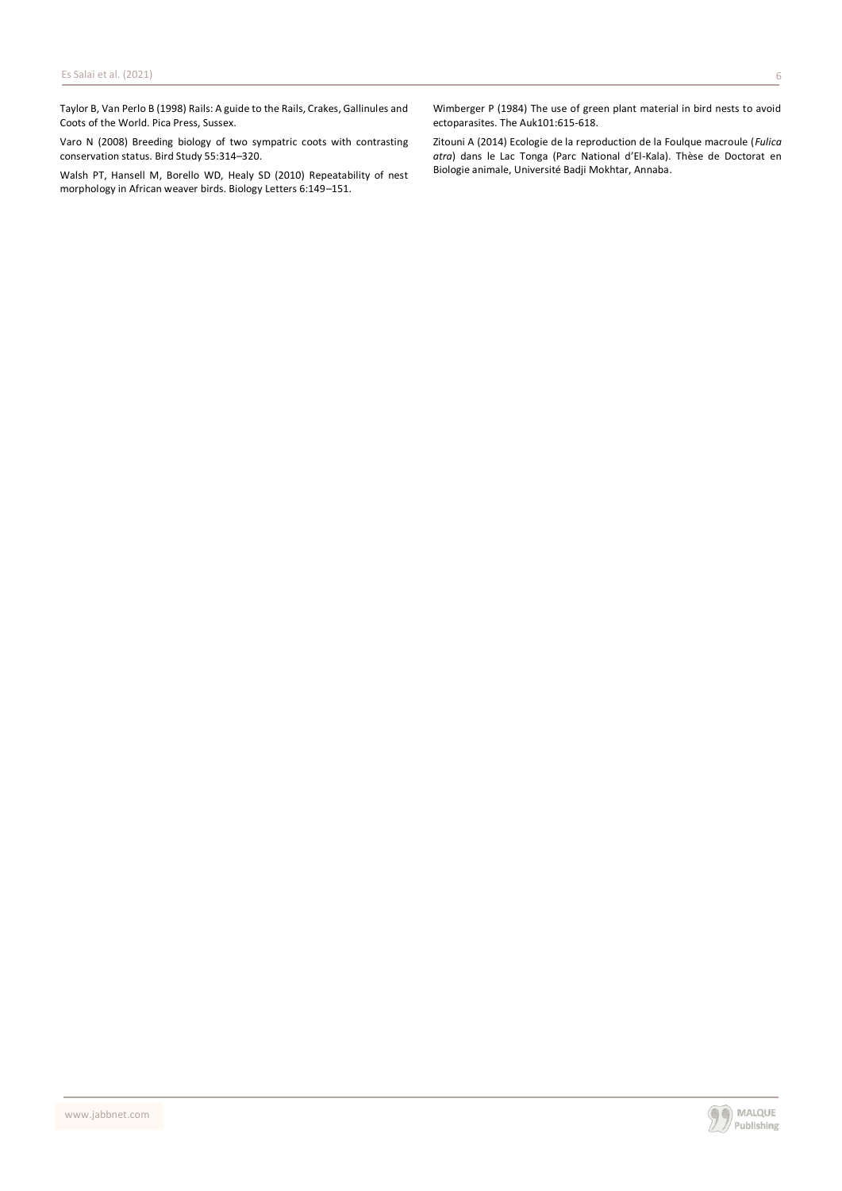Taylor B, Van Perlo B (1998) Rails: A guide to the Rails, Crakes, Gallinules and Coots of the World. Pica Press, Sussex.

Varo N (2008) Breeding biology of two sympatric coots with contrasting conservation status. Bird Study 55:314–320.

Walsh PT, Hansell M, Borello WD, Healy SD (2010) Repeatability of nest morphology in African weaver birds. Biology Letters 6:149–151.

Wimberger P (1984) The use of green plant material in bird nests to avoid ectoparasites. The Auk101:615-618.

Zitouni A (2014) Ecologie de la reproduction de la Foulque macroule (*Fulica atra*) dans le Lac Tonga (Parc National d'El-Kala). Thèse de Doctorat en Biologie animale, Université Badji Mokhtar, Annaba.